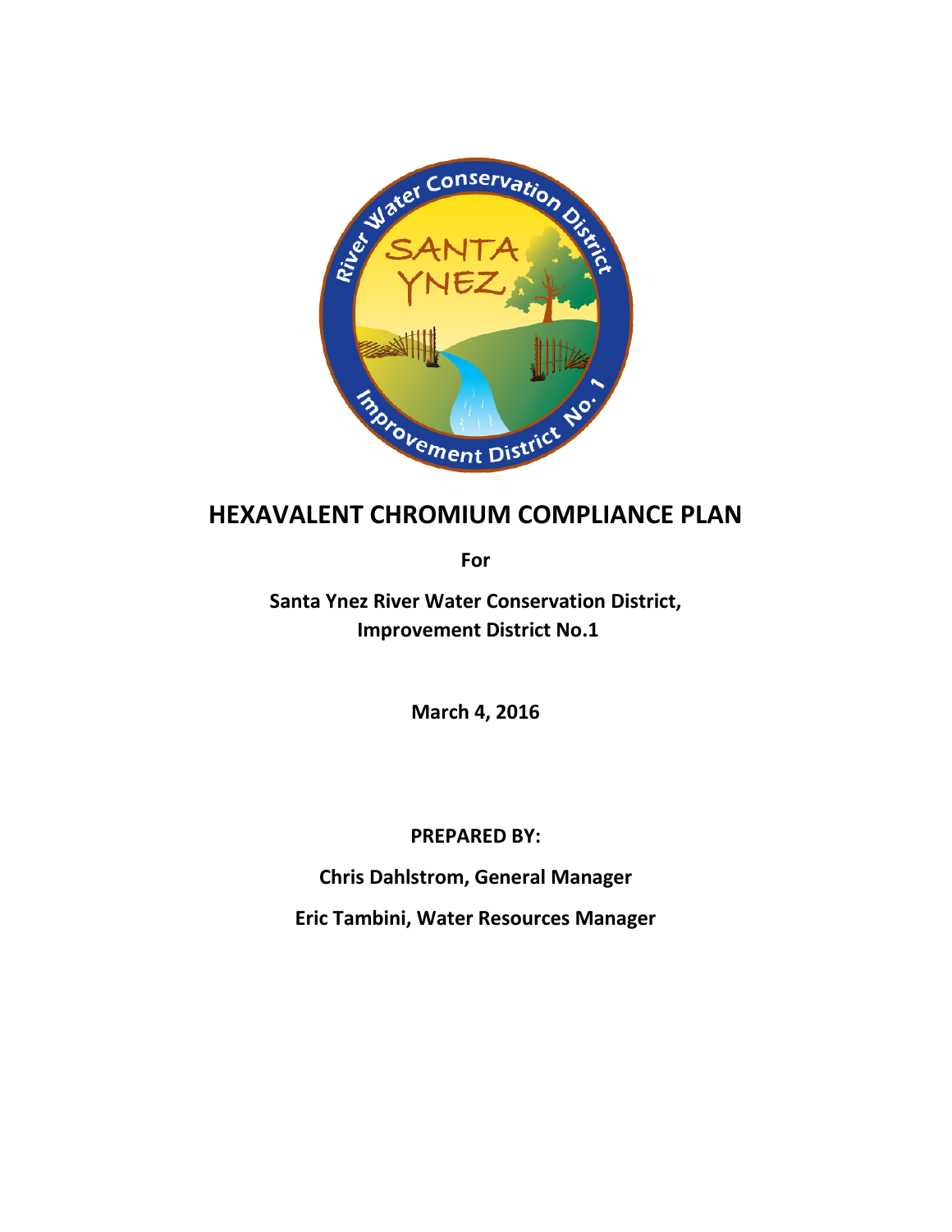# HEXAVALENT CHROMIUM COMPLIANCE PLAN

**For**

**Santa Ynez River Water Conservation District, Improvement District No.1**

**March 4, 2016**

**PREPARED BY:**

**Chris Dahlstrom, General Manager**

**Eric Tambini, Water Resources Manager**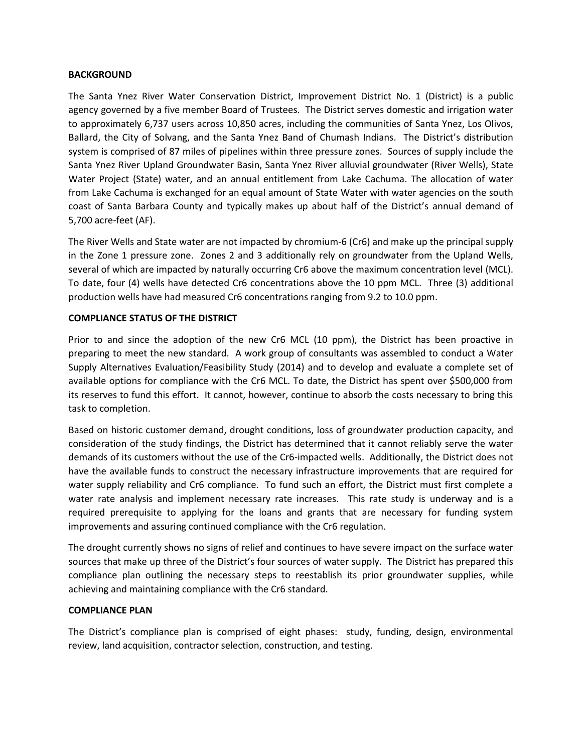**BACKGROUND**

The Santa Ynez River Water Conservation District, Improvement District No. 1 (District) is a public agency governed by a five member Board of Trustees. The District serves domestic and irrigation water to approximately 6,737 users across 10,850 acres, including the communities of Santa Ynez, Los Olivos, Ballard, the City of Solvang, and the Santa Ynez Band of Chumash Indians. The District's distribution system is comprised of 87 miles of pipelines within three pressure zones. Sources of supply include the Santa Ynez River Upland Groundwater Basin, Santa Ynez River alluvial groundwater (River Wells), State Water Project (State) water, and an annual entitlement from Lake Cachuma. The allocation of water from Lake Cachuma is exchanged for an equal amount of State Water with water agencies on the south coast of Santa Barbara County and typically makes up about half of the District's annual demand of 5,700 acre-feet (AF).

The River Wells and State water are not impacted by chromium-6 (Cr6) and make up the principal supply in the Zone 1 pressure zone. Zones 2 and 3 additionally rely on groundwater from the Upland Wells, several of which are impacted by naturally occurring Cr6 above the maximum concentration level (MCL). To date, four (4) wells have detected Cr6 concentrations above the 10 ppm MCL. Three (3) additional production wells have had measured Cr6 concentrations ranging from 9.2 to 10.0 ppm.

**COMPLIANCE STATUS OF THE DISTRICT**

Prior to and since the adoption of the new Cr6 MCL (10 ppm), the District has been proactive in preparing to meet the new standard. A work group of consultants was assembled to conduct a Water Supply Alternatives Evaluation/Feasibility Study (2014) and to develop and evaluate a complete set of available options for compliance with the Cr6 MCL. To date, the District has spent over $500,000 from its reserves to fund this effort. It cannot, however, continue to absorb the costs necessary to bring this task to completion.

Based on historic customer demand, drought conditions, loss of groundwater production capacity, and consideration of the study findings, the District has determined that it cannot reliably serve the water demands of its customers without the use of the Cr6-impacted wells. Additionally, the District does not have the available funds to construct the necessary infrastructure improvements that are required for water supply reliability and Cr6 compliance. To fund such an effort, the District must first complete a water rate analysis and implement necessary rate increases. This rate study is underway and is a required prerequisite to applying for the loans and grants that are necessary for funding system improvements and assuring continued compliance with the Cr6 regulation.

The drought currently shows no signs of relief and continues to have severe impact on the surface water sources that make up three of the District's four sources of water supply. The District has prepared this compliance plan outlining the necessary steps to reestablish its prior groundwater supplies, while achieving and maintaining compliance with the Cr6 standard.

**COMPLIANCE PLAN**

The District's compliance plan is comprised of eight phases: study, funding, design, environmental review, land acquisition, contractor selection, construction, and testing.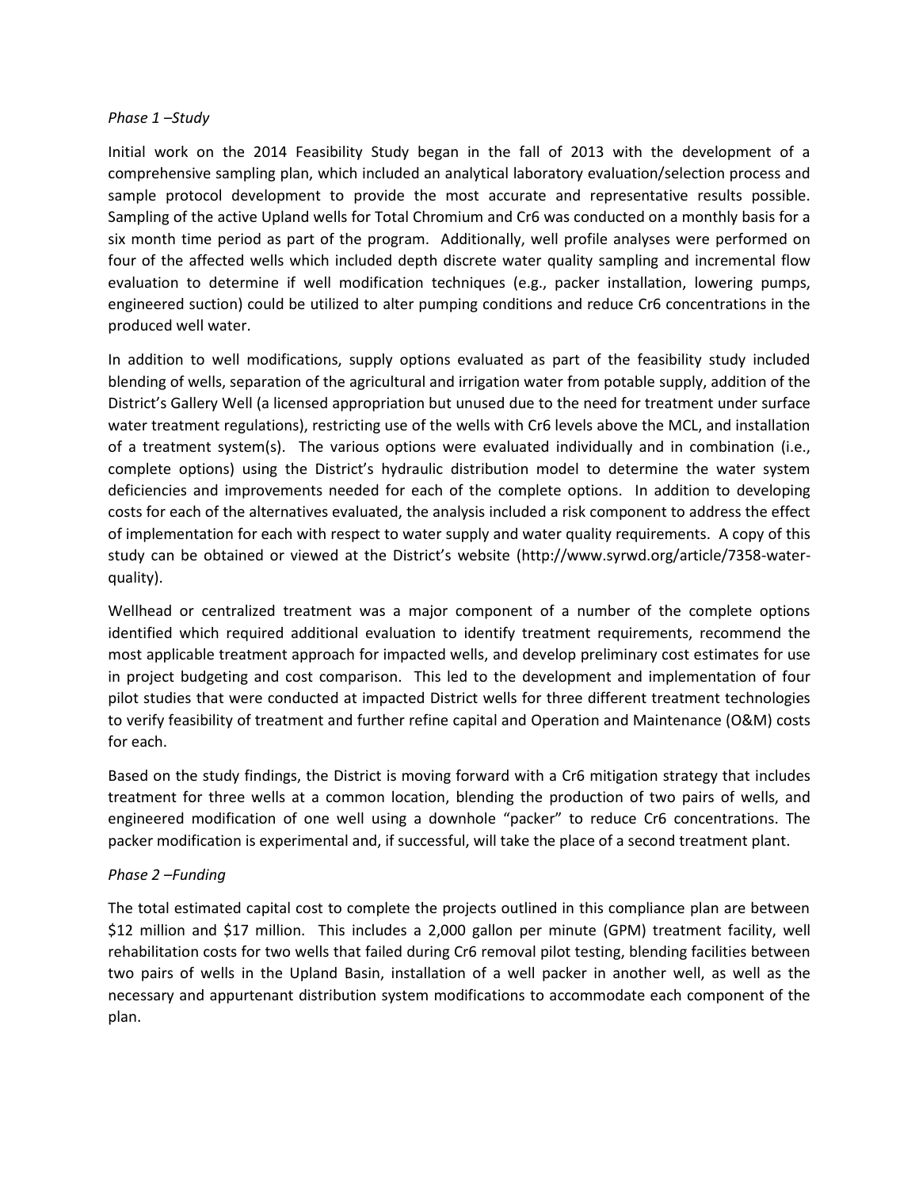*Phase 1 –Study*

Initial work on the 2014 Feasibility Study began in the fall of 2013 with the development of a comprehensive sampling plan, which included an analytical laboratory evaluation/selection process and sample protocol development to provide the most accurate and representative results possible. Sampling of the active Upland wells for Total Chromium and Cr6 was conducted on a monthly basis for a six month time period as part of the program. Additionally, well profile analyses were performed on four of the affected wells which included depth discrete water quality sampling and incremental flow evaluation to determine if well modification techniques (e.g., packer installation, lowering pumps, engineered suction) could be utilized to alter pumping conditions and reduce Cr6 concentrations in the produced well water.

In addition to well modifications, supply options evaluated as part of the feasibility study included blending of wells, separation of the agricultural and irrigation water from potable supply, addition of the District's Gallery Well (a licensed appropriation but unused due to the need for treatment under surface water treatment regulations), restricting use of the wells with Cr6 levels above the MCL, and installation of a treatment system(s). The various options were evaluated individually and in combination (i.e., complete options) using the District's hydraulic distribution model to determine the water system deficiencies and improvements needed for each of the complete options. In addition to developing costs for each of the alternatives evaluated, the analysis included a risk component to address the effect of implementation for each with respect to water supply and water quality requirements. A copy of this study can be obtained or viewed at the District's website (http://www.syrwd.org/article/7358-water-quality).

Wellhead or centralized treatment was a major component of a number of the complete options identified which required additional evaluation to identify treatment requirements, recommend the most applicable treatment approach for impacted wells, and develop preliminary cost estimates for use in project budgeting and cost comparison. This led to the development and implementation of four pilot studies that were conducted at impacted District wells for three different treatment technologies to verify feasibility of treatment and further refine capital and Operation and Maintenance (O&M) costs for each.

Based on the study findings, the District is moving forward with a Cr6 mitigation strategy that includes treatment for three wells at a common location, blending the production of two pairs of wells, and engineered modification of one well using a downhole "packer" to reduce Cr6 concentrations. The packer modification is experimental and, if successful, will take the place of a second treatment plant.

*Phase 2 –Funding*

The total estimated capital cost to complete the projects outlined in this compliance plan are between $12 million and $17 million. This includes a 2,000 gallon per minute (GPM) treatment facility, well rehabilitation costs for two wells that failed during Cr6 removal pilot testing, blending facilities between two pairs of wells in the Upland Basin, installation of a well packer in another well, as well as the necessary and appurtenant distribution system modifications to accommodate each component of the plan.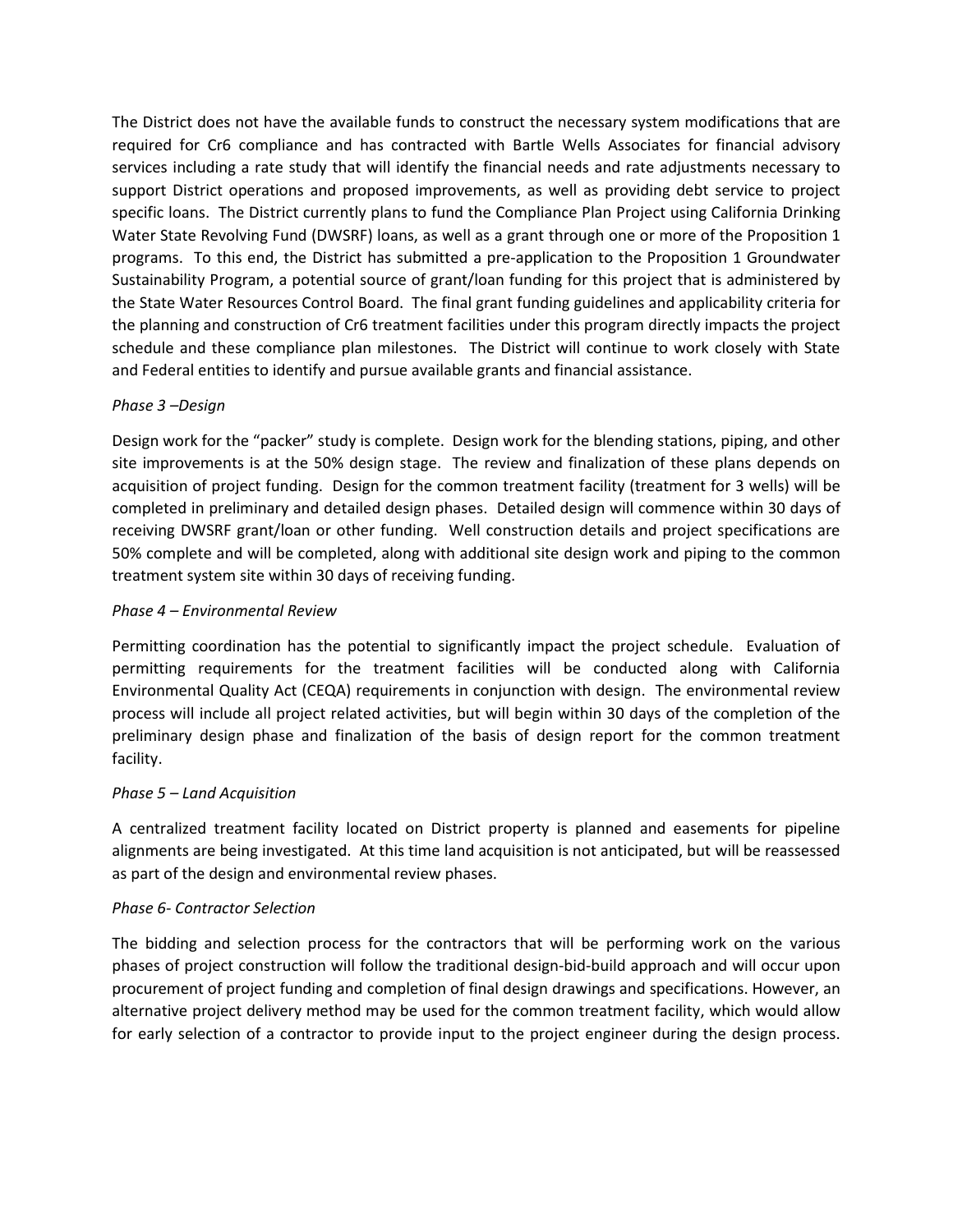The District does not have the available funds to construct the necessary system modifications that are required for Cr6 compliance and has contracted with Bartle Wells Associates for financial advisory services including a rate study that will identify the financial needs and rate adjustments necessary to support District operations and proposed improvements, as well as providing debt service to project specific loans. The District currently plans to fund the Compliance Plan Project using California Drinking Water State Revolving Fund (DWSRF) loans, as well as a grant through one or more of the Proposition 1 programs. To this end, the District has submitted a pre-application to the Proposition 1 Groundwater Sustainability Program, a potential source of grant/loan funding for this project that is administered by the State Water Resources Control Board. The final grant funding guidelines and applicability criteria for the planning and construction of Cr6 treatment facilities under this program directly impacts the project schedule and these compliance plan milestones. The District will continue to work closely with State and Federal entities to identify and pursue available grants and financial assistance.

*Phase 3 –Design*

Design work for the "packer" study is complete. Design work for the blending stations, piping, and other site improvements is at the 50% design stage. The review and finalization of these plans depends on acquisition of project funding. Design for the common treatment facility (treatment for 3 wells) will be completed in preliminary and detailed design phases. Detailed design will commence within 30 days of receiving DWSRF grant/loan or other funding. Well construction details and project specifications are 50% complete and will be completed, along with additional site design work and piping to the common treatment system site within 30 days of receiving funding.

*Phase 4 – Environmental Review*

Permitting coordination has the potential to significantly impact the project schedule. Evaluation of permitting requirements for the treatment facilities will be conducted along with California Environmental Quality Act (CEQA) requirements in conjunction with design. The environmental review process will include all project related activities, but will begin within 30 days of the completion of the preliminary design phase and finalization of the basis of design report for the common treatment facility.

*Phase 5 – Land Acquisition*

A centralized treatment facility located on District property is planned and easements for pipeline alignments are being investigated. At this time land acquisition is not anticipated, but will be reassessed as part of the design and environmental review phases.

*Phase 6- Contractor Selection*

The bidding and selection process for the contractors that will be performing work on the various phases of project construction will follow the traditional design-bid-build approach and will occur upon procurement of project funding and completion of final design drawings and specifications. However, an alternative project delivery method may be used for the common treatment facility, which would allow for early selection of a contractor to provide input to the project engineer during the design process.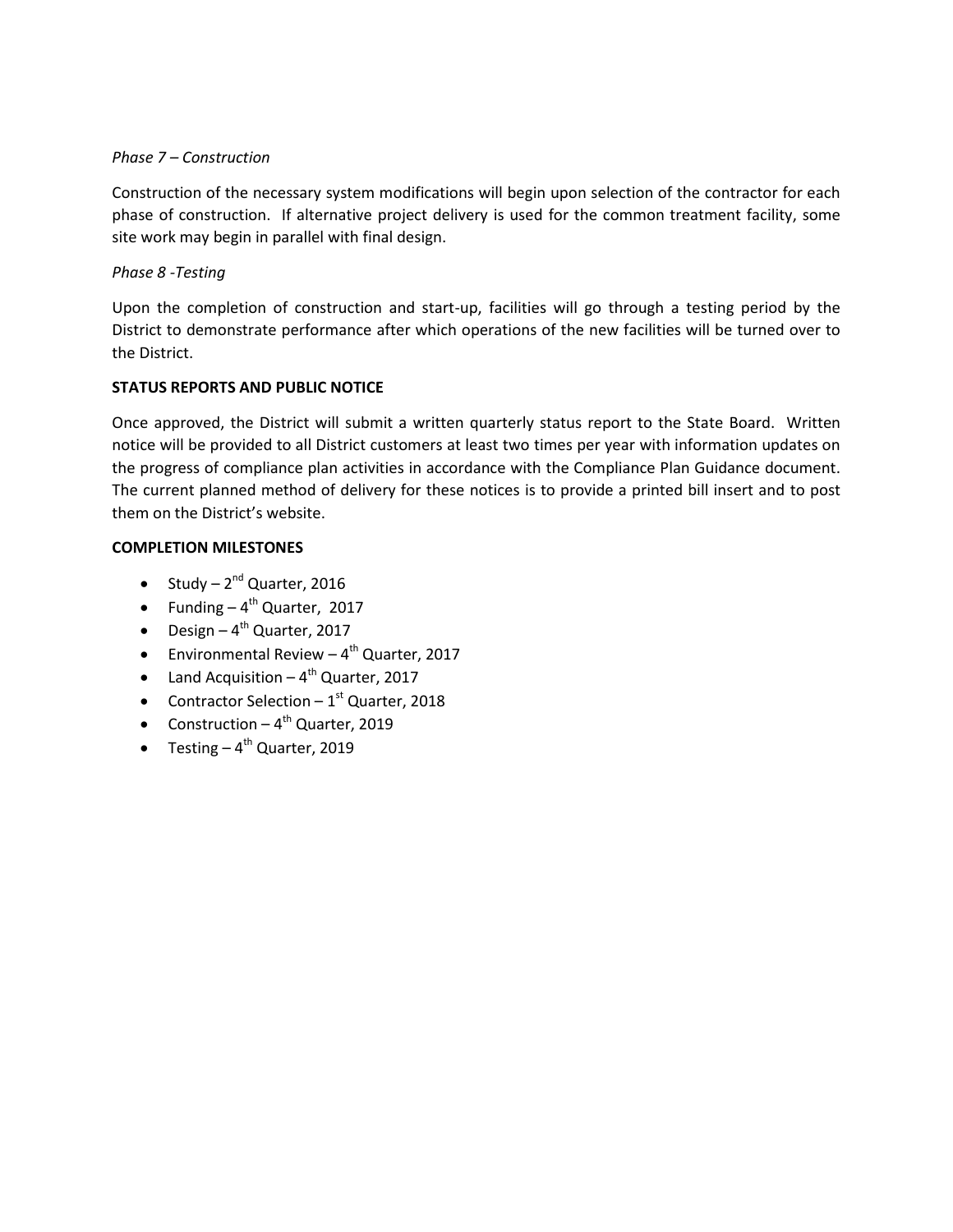*Phase 7 – Construction*

Construction of the necessary system modifications will begin upon selection of the contractor for each phase of construction. If alternative project delivery is used for the common treatment facility, some site work may begin in parallel with final design.

*Phase 8 -Testing*

Upon the completion of construction and start-up, facilities will go through a testing period by the District to demonstrate performance after which operations of the new facilities will be turned over to the District.

**STATUS REPORTS AND PUBLIC NOTICE**

Once approved, the District will submit a written quarterly status report to the State Board. Written notice will be provided to all District customers at least two times per year with information updates on the progress of compliance plan activities in accordance with the Compliance Plan Guidance document. The current planned method of delivery for these notices is to provide a printed bill insert and to post them on the District's website.

**COMPLETION MILESTONES**

- Study – 2nd Quarter, 2016
- Funding – 4th Quarter, 2017
- Design – 4th Quarter, 2017
- Environmental Review – 4th Quarter, 2017
- Land Acquisition – 4th Quarter, 2017
- Contractor Selection – 1st Quarter, 2018
- Construction – 4th Quarter, 2019
- Testing – 4th Quarter, 2019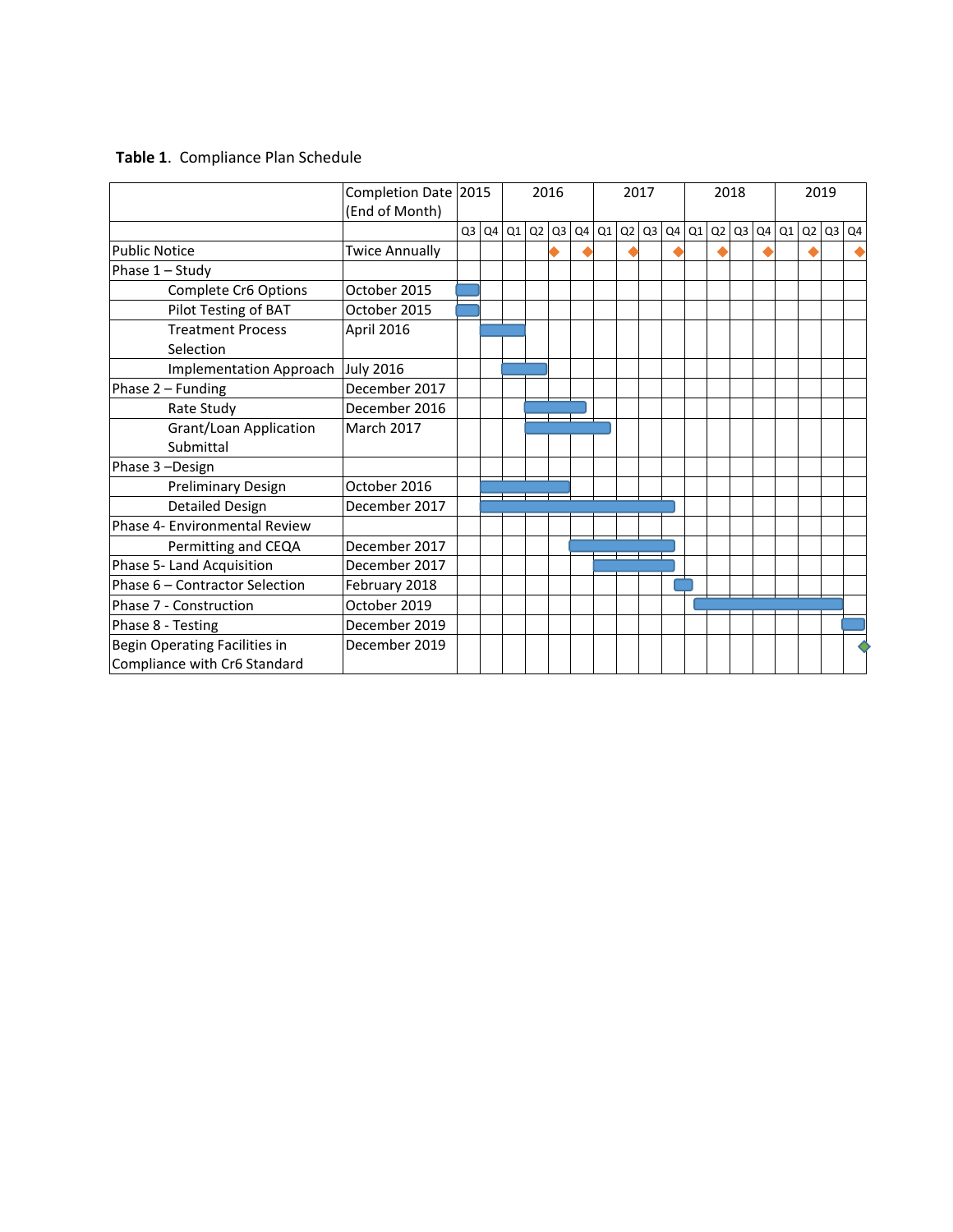**Table 1**. Compliance Plan Schedule

| | Completion Date (End of Month) | 2015 | | 2016 | | | | 2017 | | | | 2018 | | | | 2019 | | | |
|---|---|---|---|---|---|---|---|---|---|---|---|---|---|---|---|---|---|---|---|
| | | Q3 | Q4 | Q1 | Q2 | Q3 | Q4 | Q1 | Q2 | Q3 | Q4 | Q1 | Q2 | Q3 | Q4 | Q1 | Q2 | Q3 | Q4 |
| Public Notice | Twice Annually | | | | | | | | | | | | | | | | | | |
| Phase 1 – Study | | | | | | | | | | | | | | | | | | | |
| Complete Cr6 Options | October 2015 | | | | | | | | | | | | | | | | | | |
| Pilot Testing of BAT | October 2015 | | | | | | | | | | | | | | | | | | |
| Treatment Process Selection | April 2016 | | | | | | | | | | | | | | | | | | |
| Implementation Approach | July 2016 | | | | | | | | | | | | | | | | | | |
| Phase 2 – Funding | December 2017 | | | | | | | | | | | | | | | | | | |
| Rate Study | December 2016 | | | | | | | | | | | | | | | | | | |
| Grant/Loan Application Submittal | March 2017 | | | | | | | | | | | | | | | | | | |
| Phase 3 –Design | | | | | | | | | | | | | | | | | | | |
| Preliminary Design | October 2016 | | | | | | | | | | | | | | | | | | |
| Detailed Design | December 2017 | | | | | | | | | | | | | | | | | | |
| Phase 4- Environmental Review | | | | | | | | | | | | | | | | | | | |
| Permitting and CEQA | December 2017 | | | | | | | | | | | | | | | | | | |
| Phase 5- Land Acquisition | December 2017 | | | | | | | | | | | | | | | | | | |
| Phase 6 – Contractor Selection | February 2018 | | | | | | | | | | | | | | | | | | |
| Phase 7 - Construction | October 2019 | | | | | | | | | | | | | | | | | | |
| Phase 8 - Testing | December 2019 | | | | | | | | | | | | | | | | | | |
| Begin Operating Facilities in Compliance with Cr6 Standard | December 2019 | | | | | | | | | | | | | | | | | | |